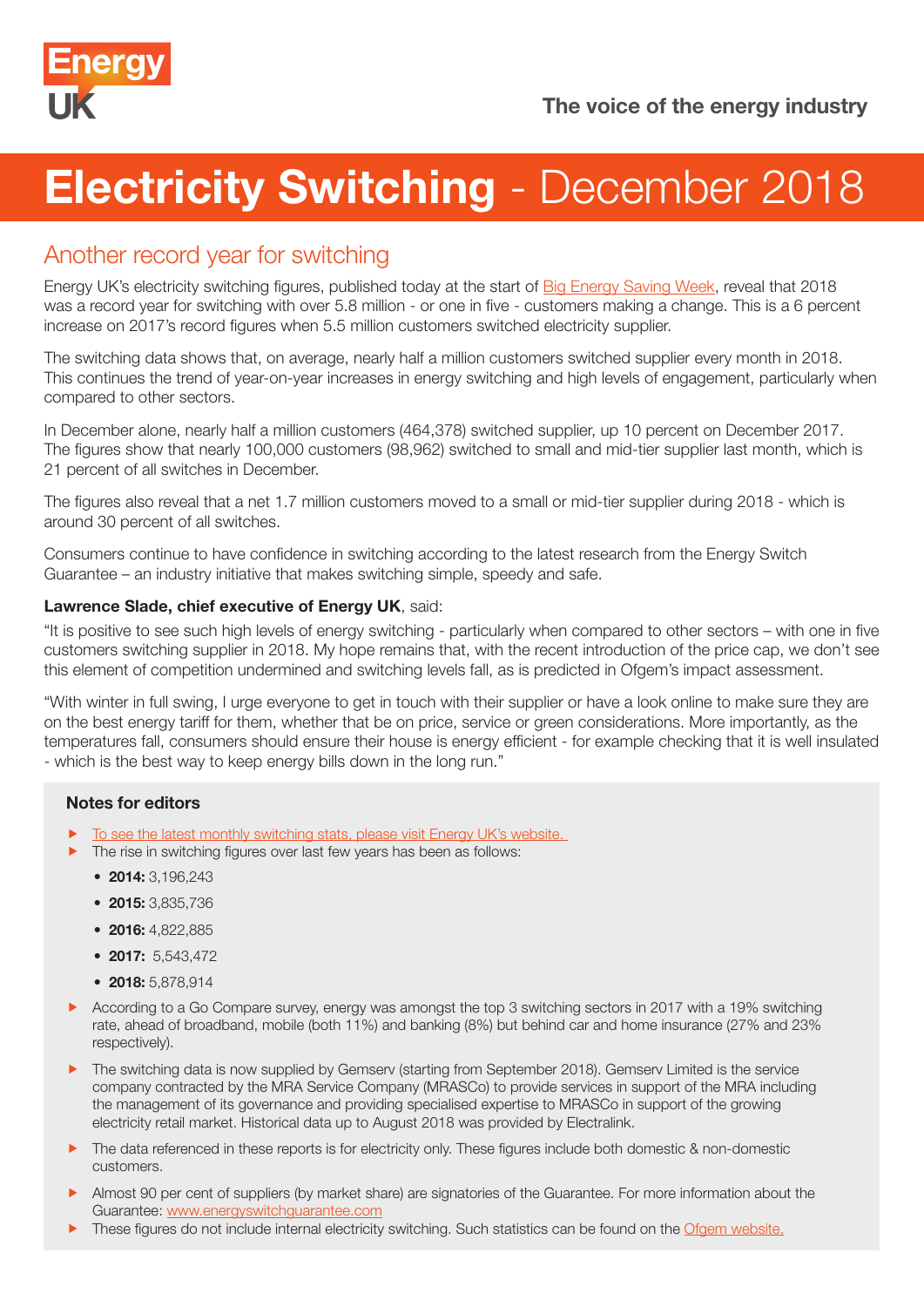Energy UK

The voice of the energy industry

# Electricity Switching - December 2018

## Another record year for switching

Energy UK's electricity switching figures, published today at the start of Big Energy Saving Week, reveal that 2018 was a record year for switching with over 5.8 million - or one in five - customers making a change. This is a 6 percent increase on 2017's record figures when 5.5 million customers switched electricity supplier.

The switching data shows that, on average, nearly half a million customers switched supplier every month in 2018. This continues the trend of year-on-year increases in energy switching and high levels of engagement, particularly when compared to other sectors.

In December alone, nearly half a million customers (464,378) switched supplier, up 10 percent on December 2017. The figures show that nearly 100,000 customers (98,962) switched to small and mid-tier supplier last month, which is 21 percent of all switches in December.

The figures also reveal that a net 1.7 million customers moved to a small or mid-tier supplier during 2018 - which is around 30 percent of all switches.

Consumers continue to have confidence in switching according to the latest research from the Energy Switch Guarantee – an industry initiative that makes switching simple, speedy and safe.

**Lawrence Slade, chief executive of Energy UK**, said:

"It is positive to see such high levels of energy switching - particularly when compared to other sectors – with one in five customers switching supplier in 2018. My hope remains that, with the recent introduction of the price cap, we don't see this element of competition undermined and switching levels fall, as is predicted in Ofgem's impact assessment.

"With winter in full swing, I urge everyone to get in touch with their supplier or have a look online to make sure they are on the best energy tariff for them, whether that be on price, service or green considerations. More importantly, as the temperatures fall, consumers should ensure their house is energy efficient - for example checking that it is well insulated - which is the best way to keep energy bills down in the long run."

### Notes for editors

- To see the latest monthly switching stats, please visit Energy UK's website.
- The rise in switching figures over last few years has been as follows:
  - **2014:** 3,196,243
  - **2015:** 3,835,736
  - **2016:** 4,822,885
  - **2017:** 5,543,472
  - **2018:** 5,878,914
- According to a Go Compare survey, energy was amongst the top 3 switching sectors in 2017 with a 19% switching rate, ahead of broadband, mobile (both 11%) and banking (8%) but behind car and home insurance (27% and 23% respectively).
- The switching data is now supplied by Gemserv (starting from September 2018). Gemserv Limited is the service company contracted by the MRA Service Company (MRASCo) to provide services in support of the MRA including the management of its governance and providing specialised expertise to MRASCo in support of the growing electricity retail market. Historical data up to August 2018 was provided by Electralink.
- The data referenced in these reports is for electricity only. These figures include both domestic & non-domestic customers.
- Almost 90 per cent of suppliers (by market share) are signatories of the Guarantee. For more information about the Guarantee: www.energyswitchguarantee.com
- These figures do not include internal electricity switching. Such statistics can be found on the Ofgem website.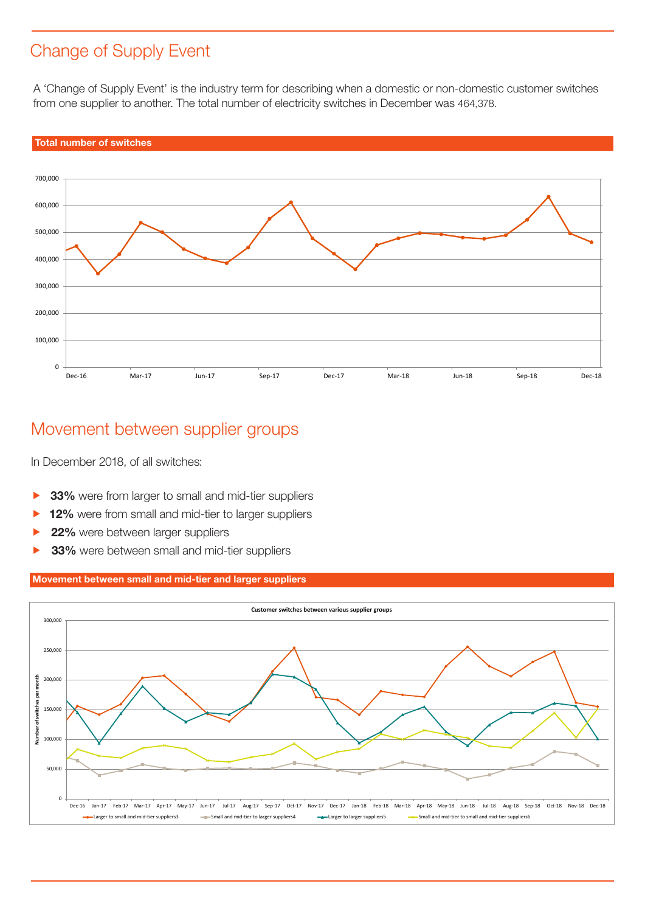# Change of Supply Event

A 'Change of Supply Event' is the industry term for describing when a domestic or non-domestic customer switches from one supplier to another. The total number of electricity switches in December was 464,378.

**Total number of switches**

# Movement between supplier groups

In December 2018, of all switches:

- **33%** were from larger to small and mid-tier suppliers
- **12%** were from small and mid-tier to larger suppliers
- **22%** were between larger suppliers
- **33%** were between small and mid-tier suppliers

**Movement between small and mid-tier and larger suppliers**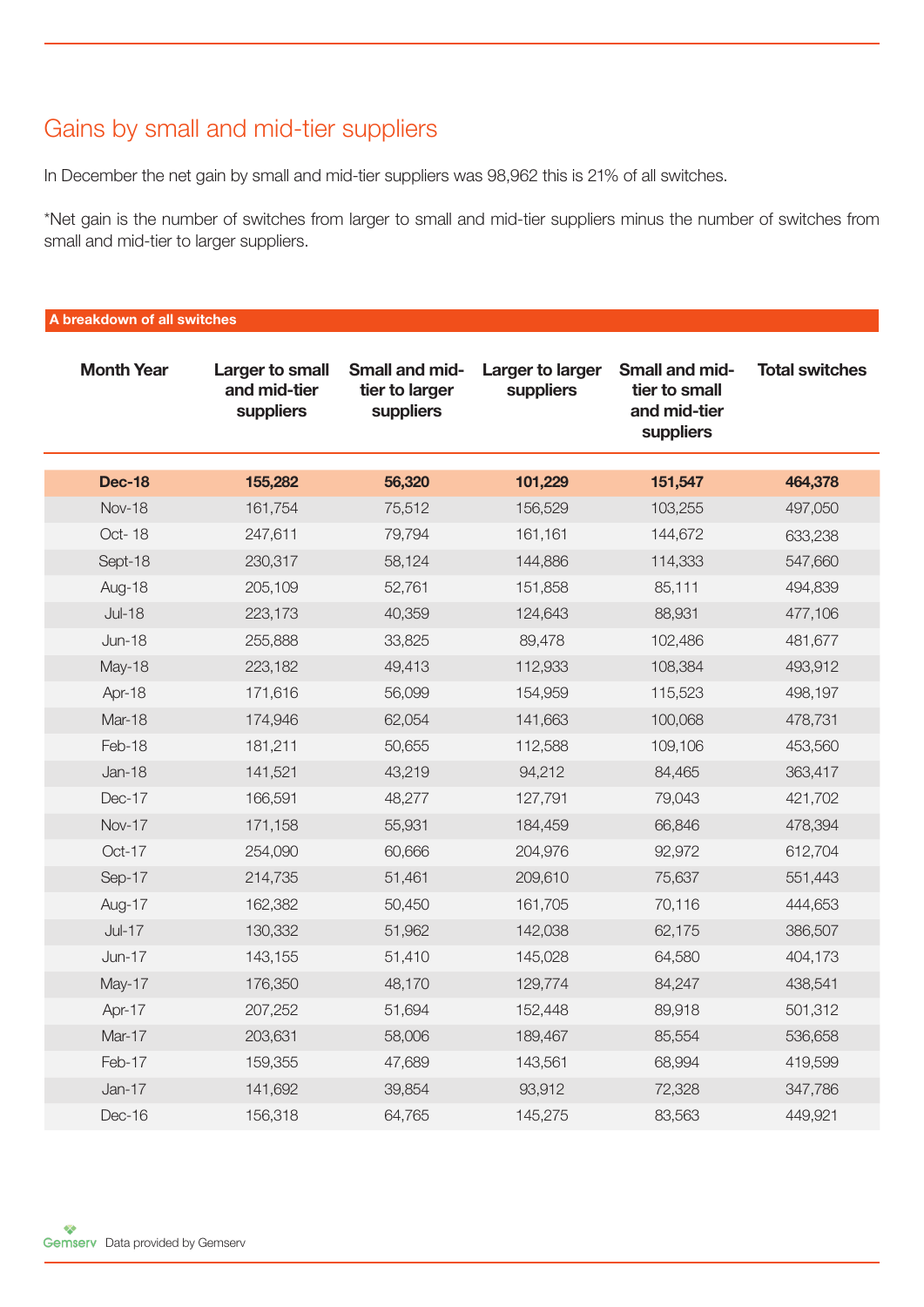## Gains by small and mid-tier suppliers

In December the net gain by small and mid-tier suppliers was 98,962 this is 21% of all switches.

*Net gain is the number of switches from larger to small and mid-tier suppliers minus the number of switches from small and mid-tier to larger suppliers.

**A breakdown of all switches**

| Month Year | Larger to small and mid-tier suppliers | Small and mid-tier to larger suppliers | Larger to larger suppliers | Small and mid-tier to small and mid-tier suppliers | Total switches |
|---|---|---|---|---|---|
| **Dec-18** | **155,282** | **56,320** | **101,229** | **151,547** | **464,378** |
| Nov-18 | 161,754 | 75,512 | 156,529 | 103,255 | 497,050 |
| Oct- 18 | 247,611 | 79,794 | 161,161 | 144,672 | 633,238 |
| Sept-18 | 230,317 | 58,124 | 144,886 | 114,333 | 547,660 |
| Aug-18 | 205,109 | 52,761 | 151,858 | 85,111 | 494,839 |
| Jul-18 | 223,173 | 40,359 | 124,643 | 88,931 | 477,106 |
| Jun-18 | 255,888 | 33,825 | 89,478 | 102,486 | 481,677 |
| May-18 | 223,182 | 49,413 | 112,933 | 108,384 | 493,912 |
| Apr-18 | 171,616 | 56,099 | 154,959 | 115,523 | 498,197 |
| Mar-18 | 174,946 | 62,054 | 141,663 | 100,068 | 478,731 |
| Feb-18 | 181,211 | 50,655 | 112,588 | 109,106 | 453,560 |
| Jan-18 | 141,521 | 43,219 | 94,212 | 84,465 | 363,417 |
| Dec-17 | 166,591 | 48,277 | 127,791 | 79,043 | 421,702 |
| Nov-17 | 171,158 | 55,931 | 184,459 | 66,846 | 478,394 |
| Oct-17 | 254,090 | 60,666 | 204,976 | 92,972 | 612,704 |
| Sep-17 | 214,735 | 51,461 | 209,610 | 75,637 | 551,443 |
| Aug-17 | 162,382 | 50,450 | 161,705 | 70,116 | 444,653 |
| Jul-17 | 130,332 | 51,962 | 142,038 | 62,175 | 386,507 |
| Jun-17 | 143,155 | 51,410 | 145,028 | 64,580 | 404,173 |
| May-17 | 176,350 | 48,170 | 129,774 | 84,247 | 438,541 |
| Apr-17 | 207,252 | 51,694 | 152,448 | 89,918 | 501,312 |
| Mar-17 | 203,631 | 58,006 | 189,467 | 85,554 | 536,658 |
| Feb-17 | 159,355 | 47,689 | 143,561 | 68,994 | 419,599 |
| Jan-17 | 141,692 | 39,854 | 93,912 | 72,328 | 347,786 |
| Dec-16 | 156,318 | 64,765 | 145,275 | 83,563 | 449,921 |

Gemserv Data provided by Gemserv